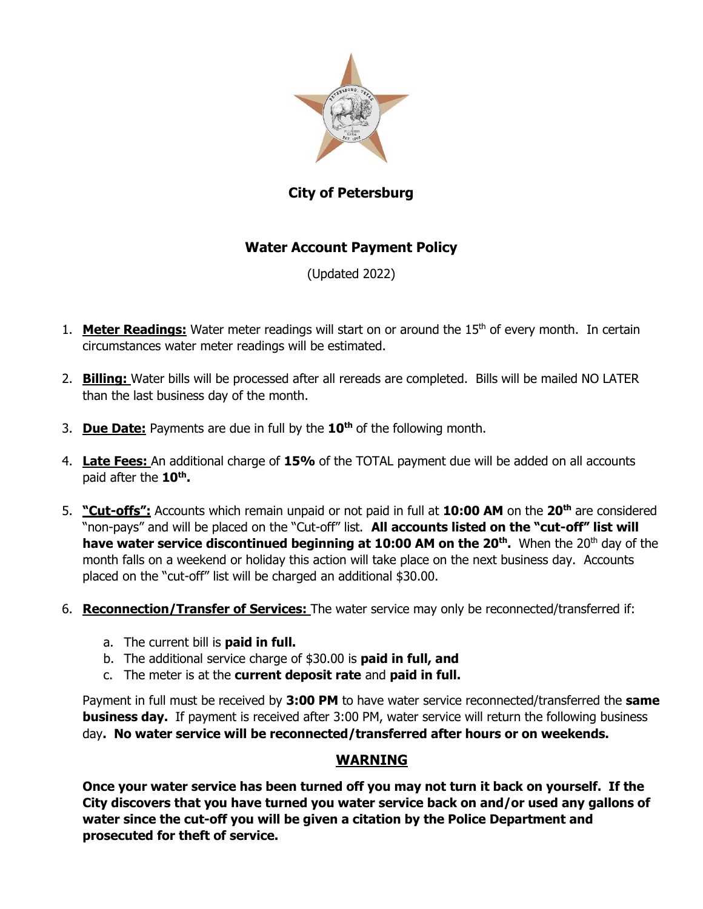# City of Petersburg

## Water Account Payment Policy

(Updated 2022)

1. **Meter Readings:** Water meter readings will start on or around the 15th of every month. In certain circumstances water meter readings will be estimated.

2. **Billing:** Water bills will be processed after all rereads are completed. Bills will be mailed NO LATER than the last business day of the month.

3. **Due Date:** Payments are due in full by the **10th** of the following month.

4. **Late Fees:** An additional charge of **15%** of the TOTAL payment due will be added on all accounts paid after the **10th.**

5. **"Cut-offs":** Accounts which remain unpaid or not paid in full at **10:00 AM** on the **20th** are considered "non-pays" and will be placed on the "Cut-off" list. **All accounts listed on the "cut-off" list will have water service discontinued beginning at 10:00 AM on the 20th.** When the 20th day of the month falls on a weekend or holiday this action will take place on the next business day. Accounts placed on the "cut-off" list will be charged an additional $30.00.

6. **Reconnection/Transfer of Services:** The water service may only be reconnected/transferred if:

   a. The current bill is **paid in full.**
   b. The additional service charge of $30.00 is **paid in full, and**
   c. The meter is at the **current deposit rate** and **paid in full.**

   Payment in full must be received by **3:00 PM** to have water service reconnected/transferred the **same business day.** If payment is received after 3:00 PM, water service will return the following business day**. No water service will be reconnected/transferred after hours or on weekends.**

### WARNING

**Once your water service has been turned off you may not turn it back on yourself. If the City discovers that you have turned you water service back on and/or used any gallons of water since the cut-off you will be given a citation by the Police Department and prosecuted for theft of service.**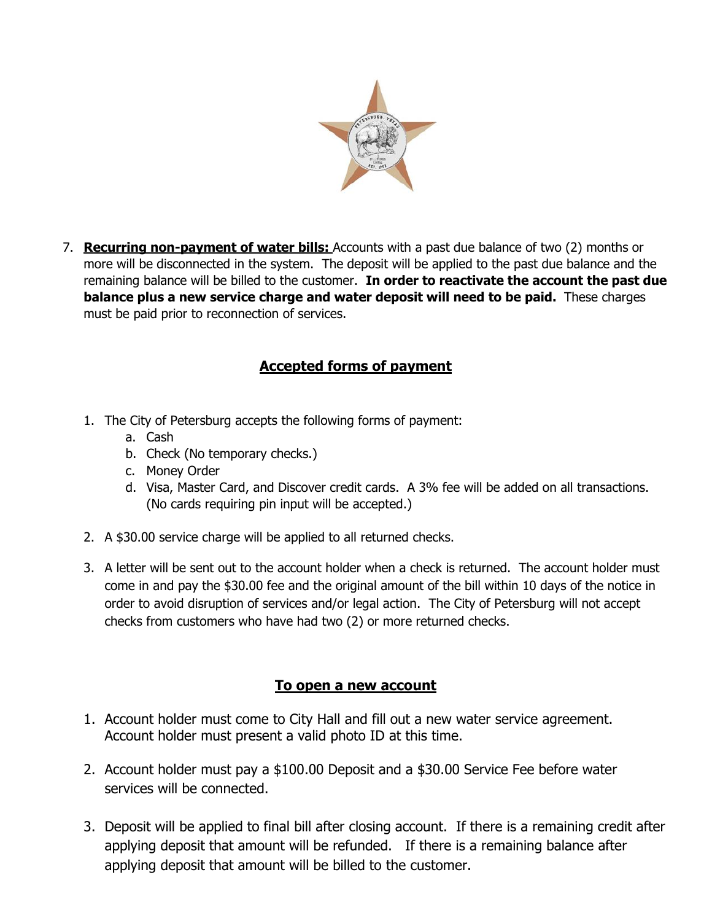7. **Recurring non-payment of water bills:** Accounts with a past due balance of two (2) months or more will be disconnected in the system. The deposit will be applied to the past due balance and the remaining balance will be billed to the customer. **In order to reactivate the account the past due balance plus a new service charge and water deposit will need to be paid.** These charges must be paid prior to reconnection of services.

## Accepted forms of payment

1. The City of Petersburg accepts the following forms of payment:
   a. Cash
   b. Check (No temporary checks.)
   c. Money Order
   d. Visa, Master Card, and Discover credit cards. A 3% fee will be added on all transactions. (No cards requiring pin input will be accepted.)

2. A $30.00 service charge will be applied to all returned checks.

3. A letter will be sent out to the account holder when a check is returned. The account holder must come in and pay the $30.00 fee and the original amount of the bill within 10 days of the notice in order to avoid disruption of services and/or legal action. The City of Petersburg will not accept checks from customers who have had two (2) or more returned checks.

## To open a new account

1. Account holder must come to City Hall and fill out a new water service agreement. Account holder must present a valid photo ID at this time.

2. Account holder must pay a $100.00 Deposit and a $30.00 Service Fee before water services will be connected.

3. Deposit will be applied to final bill after closing account. If there is a remaining credit after applying deposit that amount will be refunded. If there is a remaining balance after applying deposit that amount will be billed to the customer.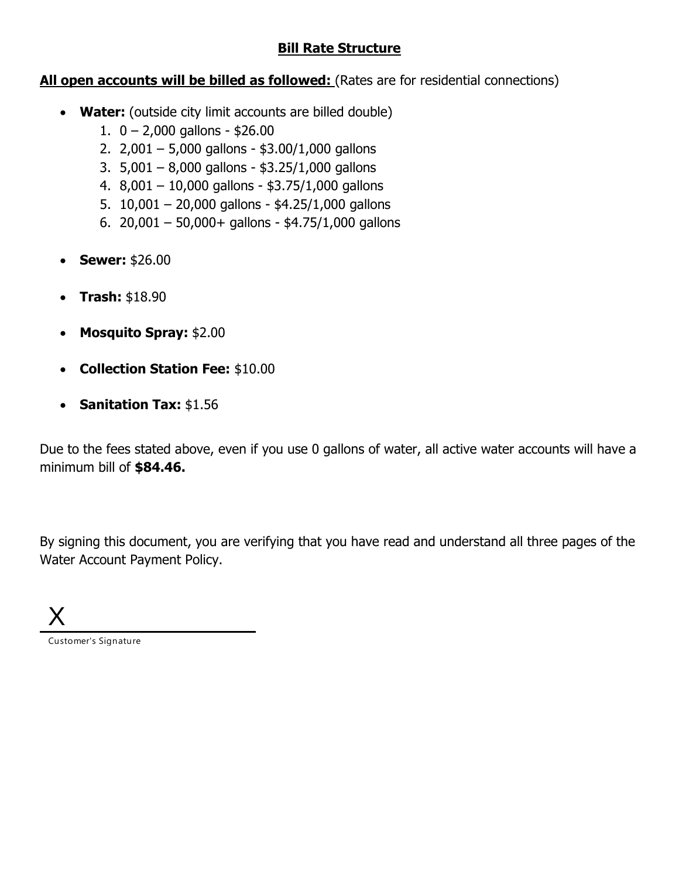## **Bill Rate Structure**

**All open accounts will be billed as followed:** (Rates are for residential connections)

- **Water:** (outside city limit accounts are billed double)
  1. 0 – 2,000 gallons - $26.00
  2. 2,001 – 5,000 gallons - $3.00/1,000 gallons
  3. 5,001 – 8,000 gallons - $3.25/1,000 gallons
  4. 8,001 – 10,000 gallons - $3.75/1,000 gallons
  5. 10,001 – 20,000 gallons - $4.25/1,000 gallons
  6. 20,001 – 50,000+ gallons - $4.75/1,000 gallons

- **Sewer:** $26.00

- **Trash:** $18.90

- **Mosquito Spray:** $2.00

- **Collection Station Fee:** $10.00

- **Sanitation Tax:** $1.56

Due to the fees stated above, even if you use 0 gallons of water, all active water accounts will have a minimum bill of **$84.46.**

By signing this document, you are verifying that you have read and understand all three pages of the Water Account Payment Policy.

X ______________________________

Customer's Signature